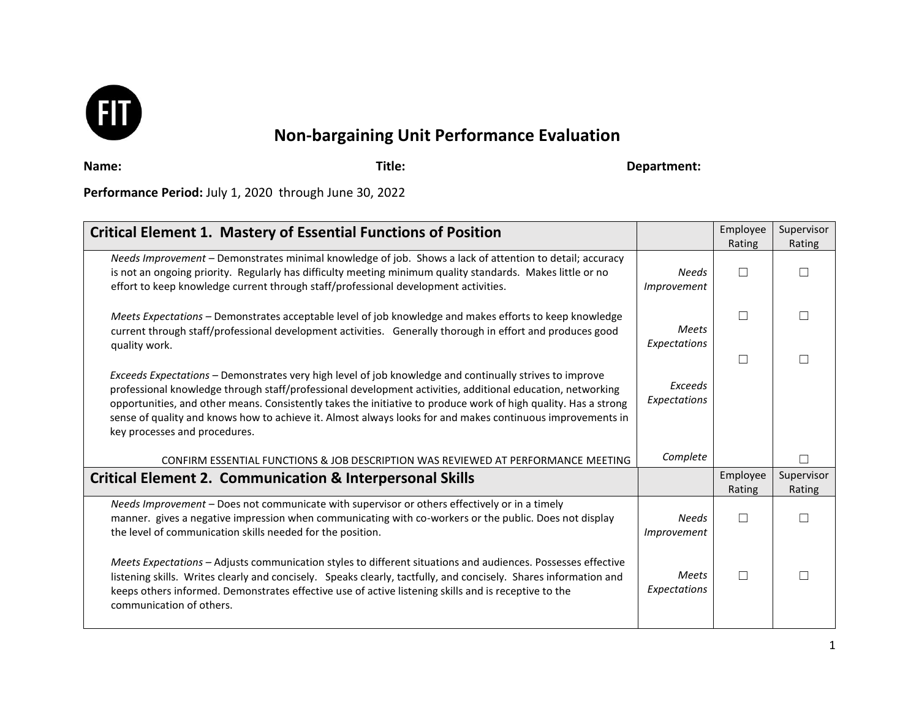# Non-bargaining Unit Performance Evaluation

**Name:** **Title:** **Department:**

**Performance Period:** July 1, 2020 through June 30, 2022

| **Critical Element 1. Mastery of Essential Functions of Position** | | Employee Rating | Supervisor Rating |
|---|---|---|---|
| *Needs Improvement* – Demonstrates minimal knowledge of job. Shows a lack of attention to detail; accuracy is not an ongoing priority. Regularly has difficulty meeting minimum quality standards. Makes little or no effort to keep knowledge current through staff/professional development activities. | *Needs Improvement* | ☐ | ☐ |
| *Meets Expectations* – Demonstrates acceptable level of job knowledge and makes efforts to keep knowledge current through staff/professional development activities. Generally thorough in effort and produces good quality work. | *Meets Expectations* | ☐ | ☐ |
| *Exceeds Expectations* – Demonstrates very high level of job knowledge and continually strives to improve professional knowledge through staff/professional development activities, additional education, networking opportunities, and other means. Consistently takes the initiative to produce work of high quality. Has a strong sense of quality and knows how to achieve it. Almost always looks for and makes continuous improvements in key processes and procedures. | *Exceeds Expectations* | ☐ | ☐ |
| CONFIRM ESSENTIAL FUNCTIONS & JOB DESCRIPTION WAS REVIEWED AT PERFORMANCE MEETING | *Complete* | | ☐ |

| **Critical Element 2. Communication & Interpersonal Skills** | | Employee Rating | Supervisor Rating |
|---|---|---|---|
| *Needs Improvement* – Does not communicate with supervisor or others effectively or in a timely manner. gives a negative impression when communicating with co-workers or the public. Does not display the level of communication skills needed for the position. | *Needs Improvement* | ☐ | ☐ |
| *Meets Expectations* – Adjusts communication styles to different situations and audiences. Possesses effective listening skills. Writes clearly and concisely. Speaks clearly, tactfully, and concisely. Shares information and keeps others informed. Demonstrates effective use of active listening skills and is receptive to the communication of others. | *Meets Expectations* | ☐ | ☐ |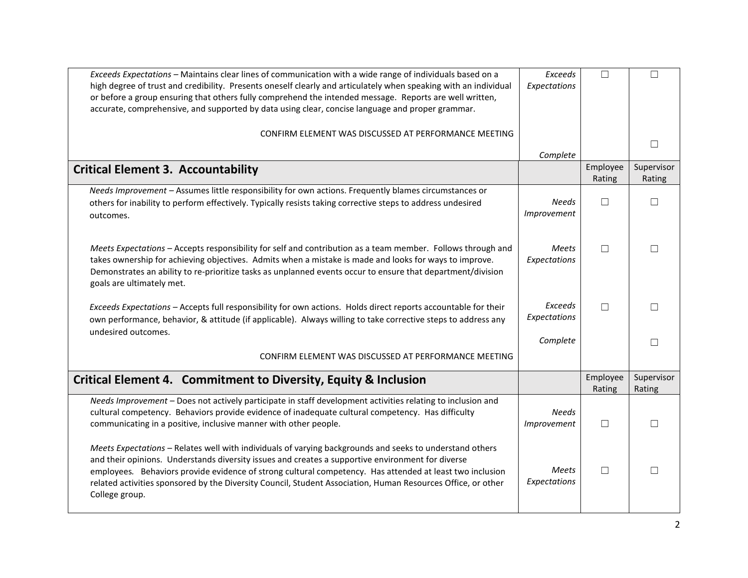| | | | |
|---|---|---|---|
| *Exceeds Expectations* – Maintains clear lines of communication with a wide range of individuals based on a high degree of trust and credibility. Presents oneself clearly and articulately when speaking with an individual or before a group ensuring that others fully comprehend the intended message. Reports are well written, accurate, comprehensive, and supported by data using clear, concise language and proper grammar. | *Exceeds Expectations* | ☐ | ☐ |
| CONFIRM ELEMENT WAS DISCUSSED AT PERFORMANCE MEETING | *Complete* | | ☐ |

| **Critical Element 3. Accountability** | | Employee Rating | Supervisor Rating |
|---|---|---|---|
| *Needs Improvement* – Assumes little responsibility for own actions. Frequently blames circumstances or others for inability to perform effectively. Typically resists taking corrective steps to address undesired outcomes. | *Needs Improvement* | ☐ | ☐ |
| *Meets Expectations* – Accepts responsibility for self and contribution as a team member. Follows through and takes ownership for achieving objectives. Admits when a mistake is made and looks for ways to improve. Demonstrates an ability to re-prioritize tasks as unplanned events occur to ensure that department/division goals are ultimately met. | *Meets Expectations* | ☐ | ☐ |
| *Exceeds Expectations* – Accepts full responsibility for own actions. Holds direct reports accountable for their own performance, behavior, & attitude (if applicable). Always willing to take corrective steps to address any undesired outcomes. | *Exceeds Expectations* | ☐ | ☐ |
| CONFIRM ELEMENT WAS DISCUSSED AT PERFORMANCE MEETING | *Complete* | | ☐ |

| **Critical Element 4. Commitment to Diversity, Equity & Inclusion** | | Employee Rating | Supervisor Rating |
|---|---|---|---|
| *Needs Improvement* – Does not actively participate in staff development activities relating to inclusion and cultural competency. Behaviors provide evidence of inadequate cultural competency. Has difficulty communicating in a positive, inclusive manner with other people. | *Needs Improvement* | ☐ | ☐ |
| *Meets Expectations* – Relates well with individuals of varying backgrounds and seeks to understand others and their opinions. Understands diversity issues and creates a supportive environment for diverse employees. Behaviors provide evidence of strong cultural competency. Has attended at least two inclusion related activities sponsored by the Diversity Council, Student Association, Human Resources Office, or other College group. | *Meets Expectations* | ☐ | ☐ |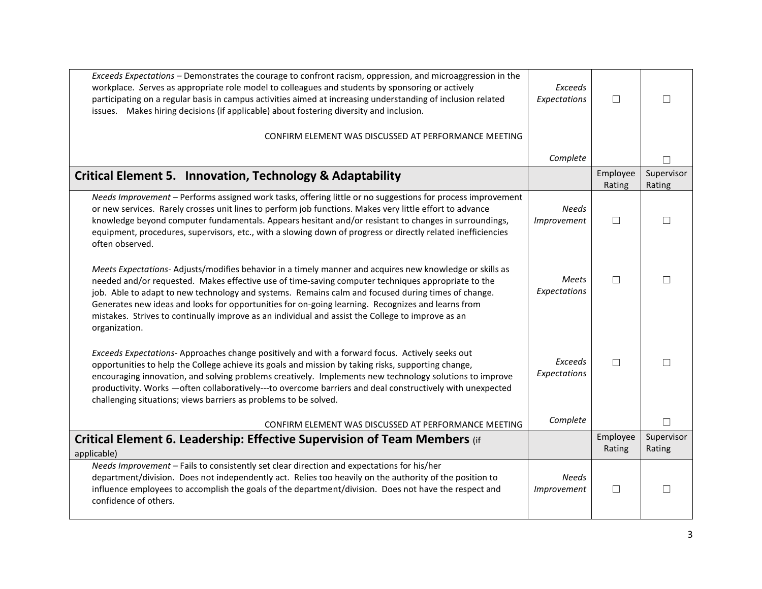| | | | |
|---|---|---|---|
| *Exceeds Expectations* – Demonstrates the courage to confront racism, oppression, and microaggression in the workplace. *S*erves as appropriate role model to colleagues and students by sponsoring or actively participating on a regular basis in campus activities aimed at increasing understanding of inclusion related issues. Makes hiring decisions (if applicable) about fostering diversity and inclusion. | *Exceeds Expectations* | ☐ | ☐ |
| CONFIRM ELEMENT WAS DISCUSSED AT PERFORMANCE MEETING | *Complete* | | ☐ |
| **Critical Element 5. Innovation, Technology & Adaptability** | | Employee Rating | Supervisor Rating |
| *Needs Improvement* – Performs assigned work tasks, offering little or no suggestions for process improvement or new services. Rarely crosses unit lines to perform job functions. Makes very little effort to advance knowledge beyond computer fundamentals. Appears hesitant and/or resistant to changes in surroundings, equipment, procedures, supervisors, etc., with a slowing down of progress or directly related inefficiencies often observed. | *Needs Improvement* | ☐ | ☐ |
| *Meets Expectations*- Adjusts/modifies behavior in a timely manner and acquires new knowledge or skills as needed and/or requested. Makes effective use of time-saving computer techniques appropriate to the job. Able to adapt to new technology and systems. Remains calm and focused during times of change. Generates new ideas and looks for opportunities for on-going learning. Recognizes and learns from mistakes. Strives to continually improve as an individual and assist the College to improve as an organization. | *Meets Expectations* | ☐ | ☐ |
| *Exceeds Expectations*- Approaches change positively and with a forward focus. Actively seeks out opportunities to help the College achieve its goals and mission by taking risks, supporting change, encouraging innovation, and solving problems creatively. Implements new technology solutions to improve productivity. Works —often collaboratively---to overcome barriers and deal constructively with unexpected challenging situations; views barriers as problems to be solved. | *Exceeds Expectations* | ☐ | ☐ |
| CONFIRM ELEMENT WAS DISCUSSED AT PERFORMANCE MEETING | *Complete* | | ☐ |
| **Critical Element 6. Leadership: Effective Supervision of Team Members** (if applicable) | | Employee Rating | Supervisor Rating |
| *Needs Improvement* – Fails to consistently set clear direction and expectations for his/her department/division. Does not independently act. Relies too heavily on the authority of the position to influence employees to accomplish the goals of the department/division. Does not have the respect and confidence of others. | *Needs Improvement* | ☐ | ☐ |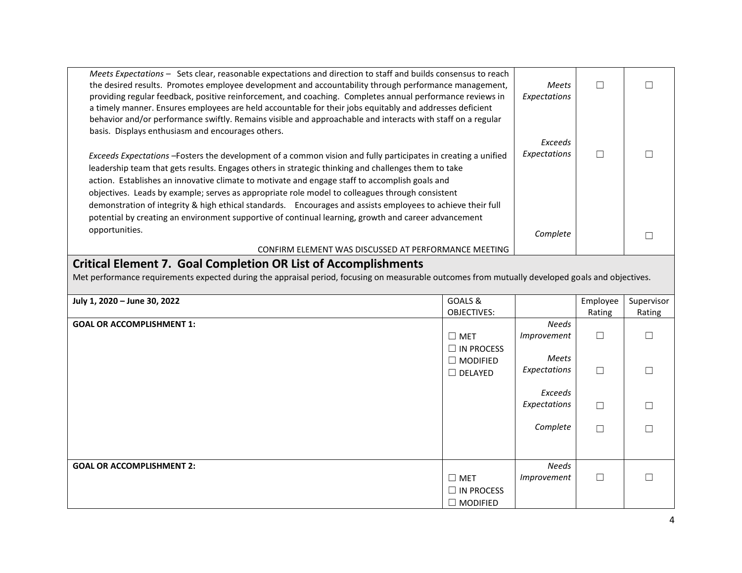| | | | |
|---|---|---|---|
| *Meets Expectations* – Sets clear, reasonable expectations and direction to staff and builds consensus to reach the desired results. Promotes employee development and accountability through performance management, providing regular feedback, positive reinforcement, and coaching. Completes annual performance reviews in a timely manner. Ensures employees are held accountable for their jobs equitably and addresses deficient behavior and/or performance swiftly. Remains visible and approachable and interacts with staff on a regular basis. Displays enthusiasm and encourages others. | *Meets Expectations* | ☐ | ☐ |
| *Exceeds Expectations* –Fosters the development of a common vision and fully participates in creating a unified leadership team that gets results. Engages others in strategic thinking and challenges them to take action. Establishes an innovative climate to motivate and engage staff to accomplish goals and objectives. Leads by example; serves as appropriate role model to colleagues through consistent demonstration of integrity & high ethical standards. Encourages and assists employees to achieve their full potential by creating an environment supportive of continual learning, growth and career advancement opportunities. | *Exceeds Expectations* | ☐ | ☐ |
| CONFIRM ELEMENT WAS DISCUSSED AT PERFORMANCE MEETING | *Complete* | | ☐ |

## Critical Element 7. Goal Completion OR List of Accomplishments

Met performance requirements expected during the appraisal period, focusing on measurable outcomes from mutually developed goals and objectives.

| July 1, 2020 – June 30, 2022 | GOALS & OBJECTIVES: | | Employee Rating | Supervisor Rating |
|---|---|---|---|---|
| **GOAL OR ACCOMPLISHMENT 1:** | ☐ MET<br>☐ IN PROCESS<br>☐ MODIFIED<br>☐ DELAYED | *Needs Improvement* | ☐ | ☐ |
| | | *Meets Expectations* | ☐ | ☐ |
| | | *Exceeds Expectations* | ☐ | ☐ |
| | | *Complete* | ☐ | ☐ |
| **GOAL OR ACCOMPLISHMENT 2:** | ☐ MET<br>☐ IN PROCESS<br>☐ MODIFIED | *Needs Improvement* | ☐ | ☐ |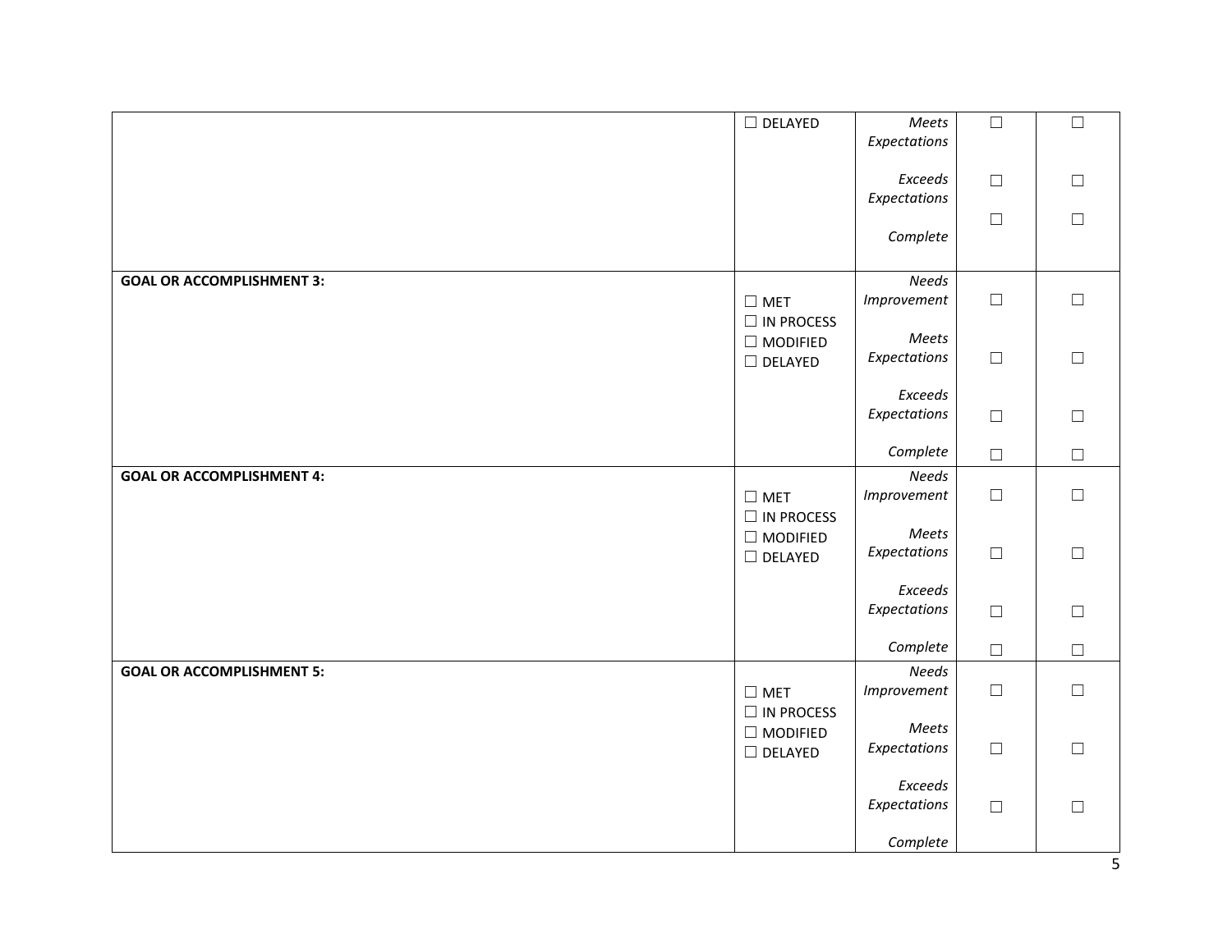| | | | | |
|---|---|---|---|---|
| | ☐ DELAYED | *Meets Expectations*<br><br>*Exceeds Expectations*<br><br>*Complete* | ☐<br><br>☐<br><br>☐ | ☐<br><br>☐<br><br>☐ |
| **GOAL OR ACCOMPLISHMENT 3:** | ☐ MET<br>☐ IN PROCESS<br>☐ MODIFIED<br>☐ DELAYED | *Needs Improvement*<br><br>*Meets Expectations*<br><br>*Exceeds Expectations*<br><br>*Complete* | ☐<br><br>☐<br><br>☐<br><br>☐ | ☐<br><br>☐<br><br>☐<br><br>☐ |
| **GOAL OR ACCOMPLISHMENT 4:** | ☐ MET<br>☐ IN PROCESS<br>☐ MODIFIED<br>☐ DELAYED | *Needs Improvement*<br><br>*Meets Expectations*<br><br>*Exceeds Expectations*<br><br>*Complete* | ☐<br><br>☐<br><br>☐<br><br>☐ | ☐<br><br>☐<br><br>☐<br><br>☐ |
| **GOAL OR ACCOMPLISHMENT 5:** | ☐ MET<br>☐ IN PROCESS<br>☐ MODIFIED<br>☐ DELAYED | *Needs Improvement*<br><br>*Meets Expectations*<br><br>*Exceeds Expectations*<br><br>*Complete* | ☐<br><br>☐<br><br>☐ | ☐<br><br>☐<br><br>☐ |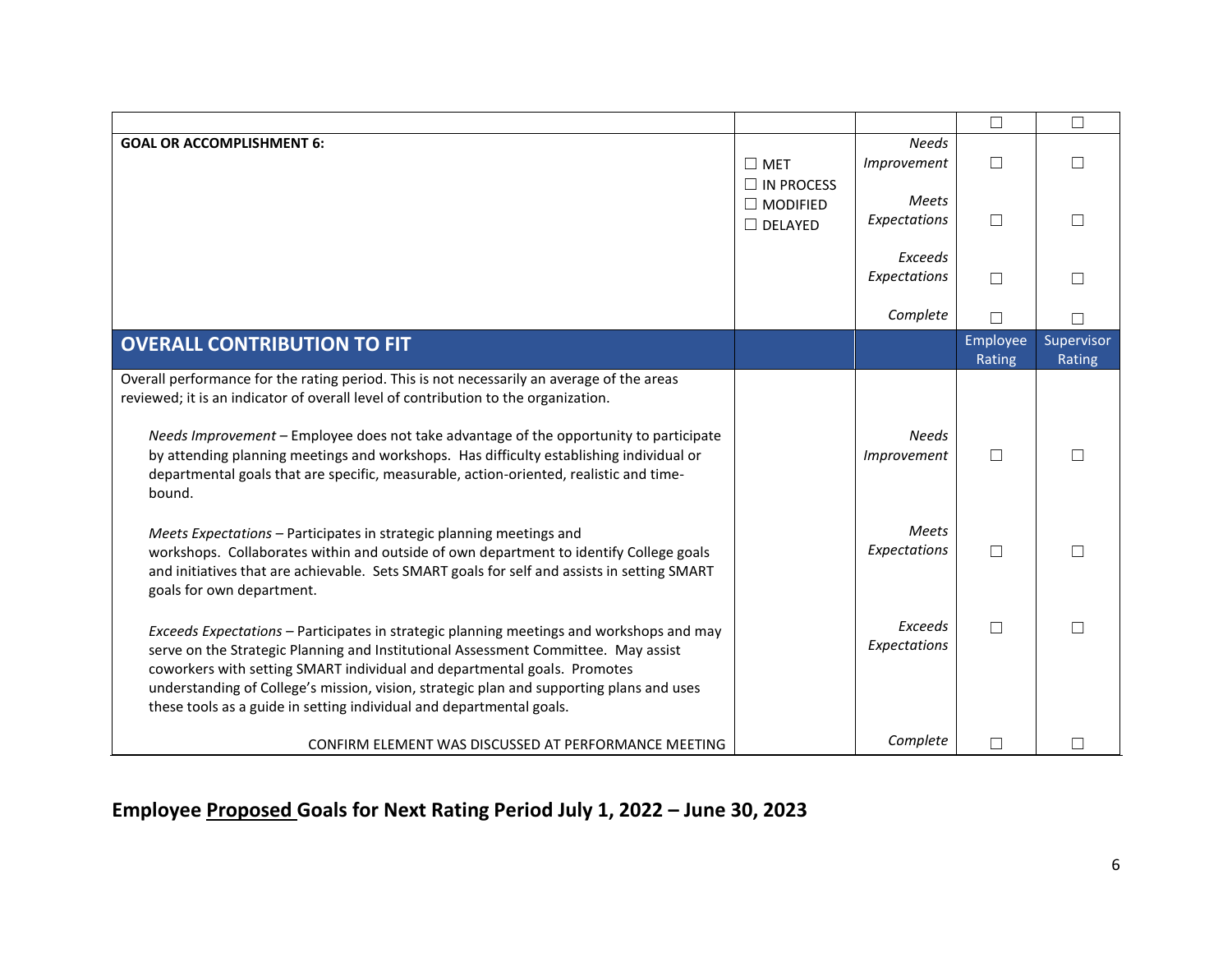| | | | ☐ | ☐ |
|---|---|---|---|---|
| **GOAL OR ACCOMPLISHMENT 6:** | ☐ MET<br>☐ IN PROCESS<br>☐ MODIFIED<br>☐ DELAYED | *Needs Improvement* | ☐ | ☐ |
| | | *Meets Expectations* | ☐ | ☐ |
| | | *Exceeds Expectations* | ☐ | ☐ |
| | | *Complete* | ☐ | ☐ |
| **OVERALL CONTRIBUTION TO FIT** | | | Employee Rating | Supervisor Rating |
| Overall performance for the rating period. This is not necessarily an average of the areas reviewed; it is an indicator of overall level of contribution to the organization. | | | | |
| *Needs Improvement* – Employee does not take advantage of the opportunity to participate by attending planning meetings and workshops. Has difficulty establishing individual or departmental goals that are specific, measurable, action-oriented, realistic and time-bound. | | *Needs Improvement* | ☐ | ☐ |
| *Meets Expectations* – Participates in strategic planning meetings and workshops. Collaborates within and outside of own department to identify College goals and initiatives that are achievable. Sets SMART goals for self and assists in setting SMART goals for own department. | | *Meets Expectations* | ☐ | ☐ |
| *Exceeds Expectations* – Participates in strategic planning meetings and workshops and may serve on the Strategic Planning and Institutional Assessment Committee. May assist coworkers with setting SMART individual and departmental goals. Promotes understanding of College's mission, vision, strategic plan and supporting plans and uses these tools as a guide in setting individual and departmental goals. | | *Exceeds Expectations* | ☐ | ☐ |
| CONFIRM ELEMENT WAS DISCUSSED AT PERFORMANCE MEETING | | *Complete* | ☐ | ☐ |

## Employee <u>Proposed</u> Goals for Next Rating Period July 1, 2022 – June 30, 2023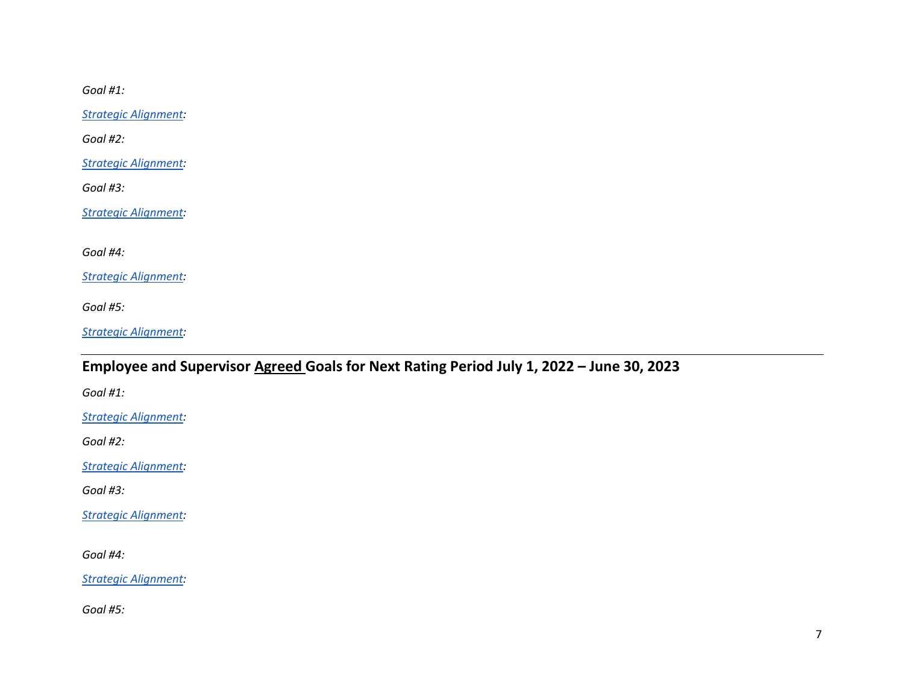*Goal #1:*

*Strategic Alignment:*

*Goal #2:*

*Strategic Alignment:*

*Goal #3:*

*Strategic Alignment:*

*Goal #4:*

*Strategic Alignment:*

*Goal #5:*

*Strategic Alignment:*

---

## Employee and Supervisor Agreed Goals for Next Rating Period July 1, 2022 – June 30, 2023

*Goal #1:*

*Strategic Alignment:*

*Goal #2:*

*Strategic Alignment:*

*Goal #3:*

*Strategic Alignment:*

*Goal #4:*

*Strategic Alignment:*

*Goal #5:*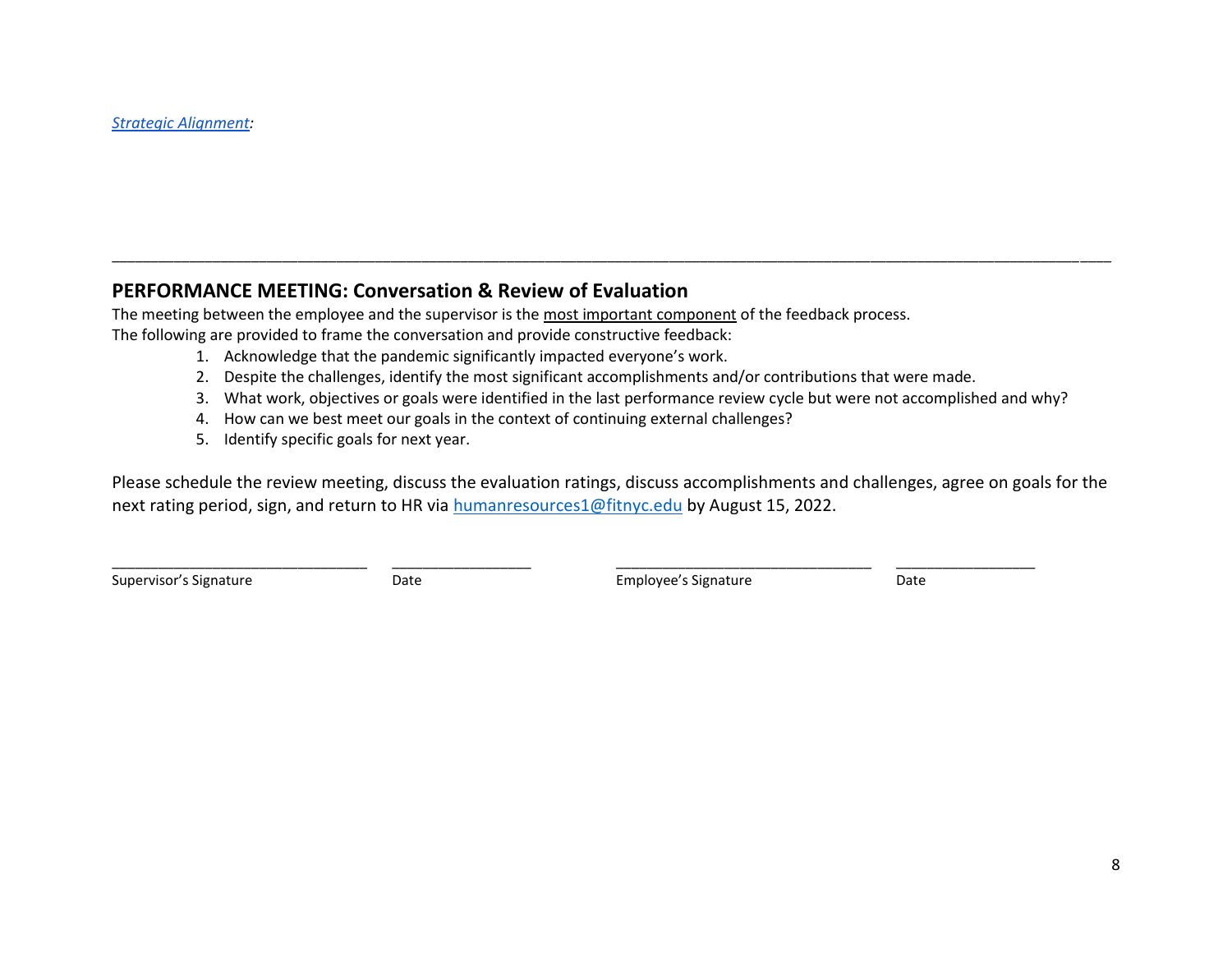*[Strategic Alignment](#):*

---

## PERFORMANCE MEETING: Conversation & Review of Evaluation

The meeting between the employee and the supervisor is the <u>most important component</u> of the feedback process.
The following are provided to frame the conversation and provide constructive feedback:

1. Acknowledge that the pandemic significantly impacted everyone's work.
2. Despite the challenges, identify the most significant accomplishments and/or contributions that were made.
3. What work, objectives or goals were identified in the last performance review cycle but were not accomplished and why?
4. How can we best meet our goals in the context of continuing external challenges?
5. Identify specific goals for next year.

Please schedule the review meeting, discuss the evaluation ratings, discuss accomplishments and challenges, agree on goals for the next rating period, sign, and return to HR via [humanresources1@fitnyc.edu](mailto:humanresources1@fitnyc.edu) by August 15, 2022.

| | | | |
|---|---|---|---|
| ______________________________ | ________________ | ______________________________ | ________________ |
| Supervisor's Signature | Date | Employee's Signature | Date |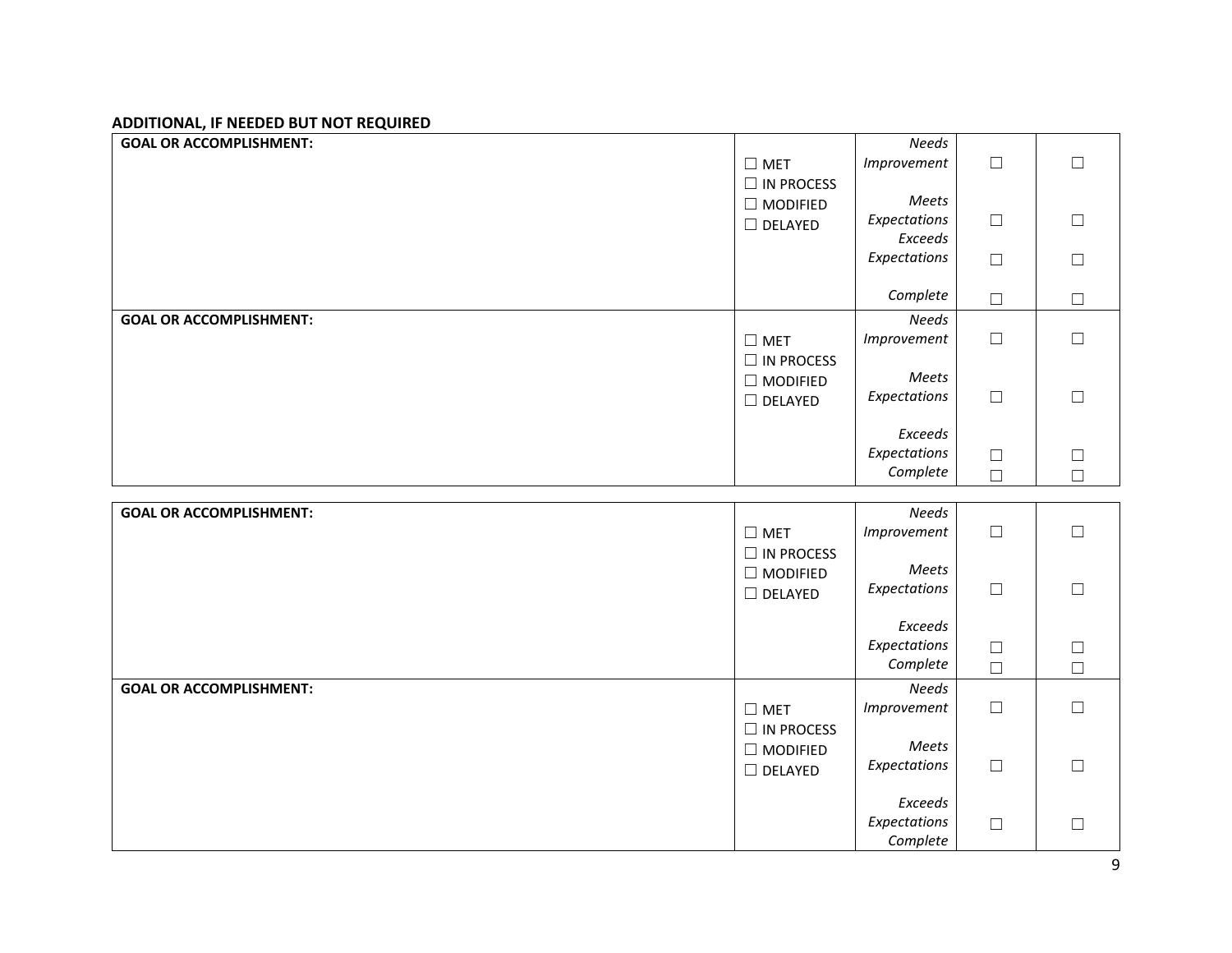**ADDITIONAL, IF NEEDED BUT NOT REQUIRED**

| | | | | |
|---|---|---|---|---|
| **GOAL OR ACCOMPLISHMENT:** | ☐ MET<br>☐ IN PROCESS<br>☐ MODIFIED<br>☐ DELAYED | *Needs Improvement* | ☐ | ☐ |
| | | *Meets Expectations* | ☐ | ☐ |
| | | *Exceeds Expectations* | ☐ | ☐ |
| | | *Complete* | ☐ | ☐ |
| **GOAL OR ACCOMPLISHMENT:** | ☐ MET<br>☐ IN PROCESS<br>☐ MODIFIED<br>☐ DELAYED | *Needs Improvement* | ☐ | ☐ |
| | | *Meets Expectations* | ☐ | ☐ |
| | | *Exceeds Expectations* | ☐ | ☐ |
| | | *Complete* | ☐ | ☐ |

| | | | | |
|---|---|---|---|---|
| **GOAL OR ACCOMPLISHMENT:** | ☐ MET<br>☐ IN PROCESS<br>☐ MODIFIED<br>☐ DELAYED | *Needs Improvement* | ☐ | ☐ |
| | | *Meets Expectations* | ☐ | ☐ |
| | | *Exceeds Expectations* | ☐ | ☐ |
| | | *Complete* | ☐ | ☐ |
| **GOAL OR ACCOMPLISHMENT:** | ☐ MET<br>☐ IN PROCESS<br>☐ MODIFIED<br>☐ DELAYED | *Needs Improvement* | ☐ | ☐ |
| | | *Meets Expectations* | ☐ | ☐ |
| | | *Exceeds Expectations* | ☐ | ☐ |
| | | *Complete* | | |